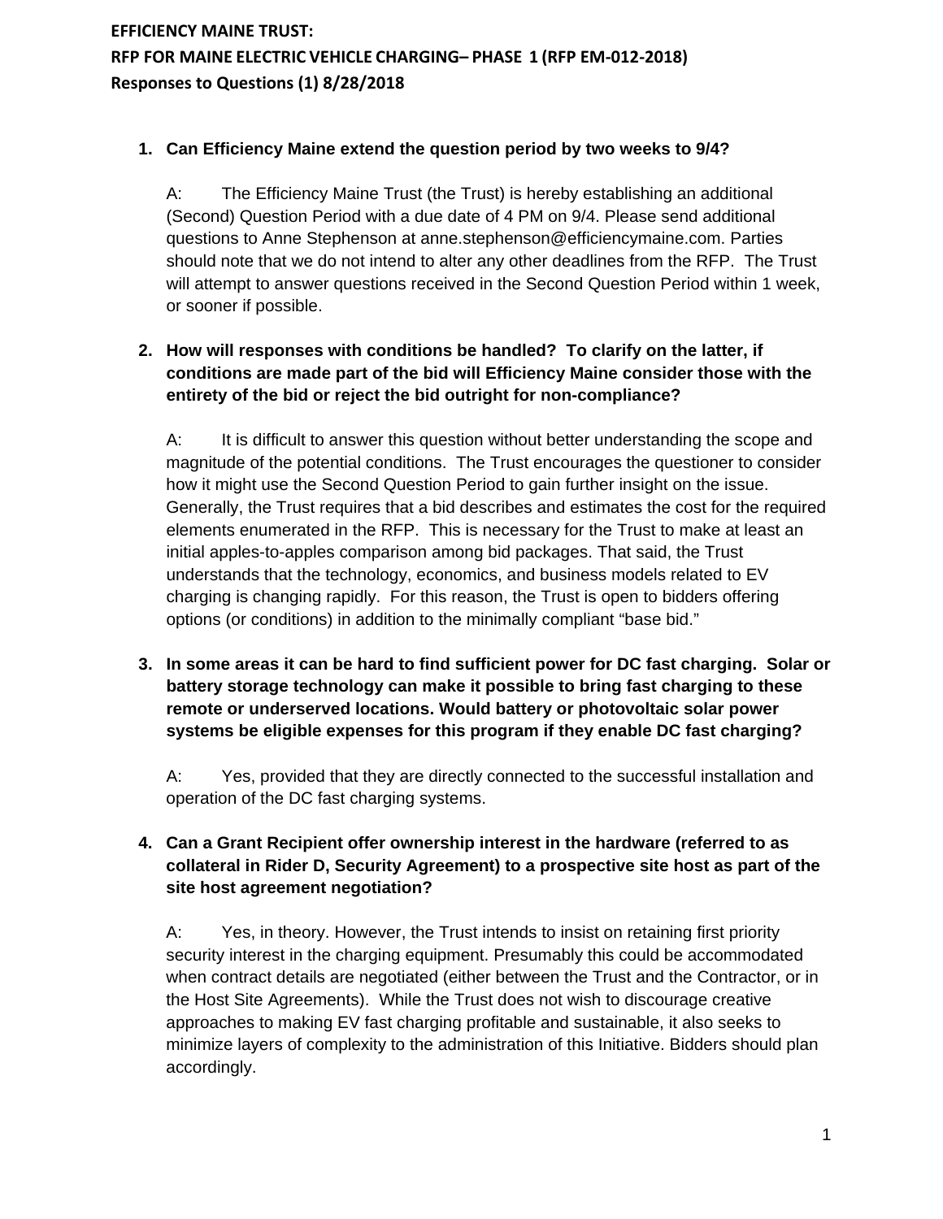# EFFICIENCY MAINE TRUST:
# RFP FOR MAINE ELECTRIC VEHICLE CHARGING– PHASE 1 (RFP EM-012-2018)
## Responses to Questions (1) 8/28/2018

1. **Can Efficiency Maine extend the question period by two weeks to 9/4?**

   A: The Efficiency Maine Trust (the Trust) is hereby establishing an additional (Second) Question Period with a due date of 4 PM on 9/4. Please send additional questions to Anne Stephenson at anne.stephenson@efficiencymaine.com. Parties should note that we do not intend to alter any other deadlines from the RFP. The Trust will attempt to answer questions received in the Second Question Period within 1 week, or sooner if possible.

2. **How will responses with conditions be handled? To clarify on the latter, if conditions are made part of the bid will Efficiency Maine consider those with the entirety of the bid or reject the bid outright for non-compliance?**

   A: It is difficult to answer this question without better understanding the scope and magnitude of the potential conditions. The Trust encourages the questioner to consider how it might use the Second Question Period to gain further insight on the issue. Generally, the Trust requires that a bid describes and estimates the cost for the required elements enumerated in the RFP. This is necessary for the Trust to make at least an initial apples-to-apples comparison among bid packages. That said, the Trust understands that the technology, economics, and business models related to EV charging is changing rapidly. For this reason, the Trust is open to bidders offering options (or conditions) in addition to the minimally compliant "base bid."

3. **In some areas it can be hard to find sufficient power for DC fast charging. Solar or battery storage technology can make it possible to bring fast charging to these remote or underserved locations. Would battery or photovoltaic solar power systems be eligible expenses for this program if they enable DC fast charging?**

   A: Yes, provided that they are directly connected to the successful installation and operation of the DC fast charging systems.

4. **Can a Grant Recipient offer ownership interest in the hardware (referred to as collateral in Rider D, Security Agreement) to a prospective site host as part of the site host agreement negotiation?**

   A: Yes, in theory. However, the Trust intends to insist on retaining first priority security interest in the charging equipment. Presumably this could be accommodated when contract details are negotiated (either between the Trust and the Contractor, or in the Host Site Agreements). While the Trust does not wish to discourage creative approaches to making EV fast charging profitable and sustainable, it also seeks to minimize layers of complexity to the administration of this Initiative. Bidders should plan accordingly.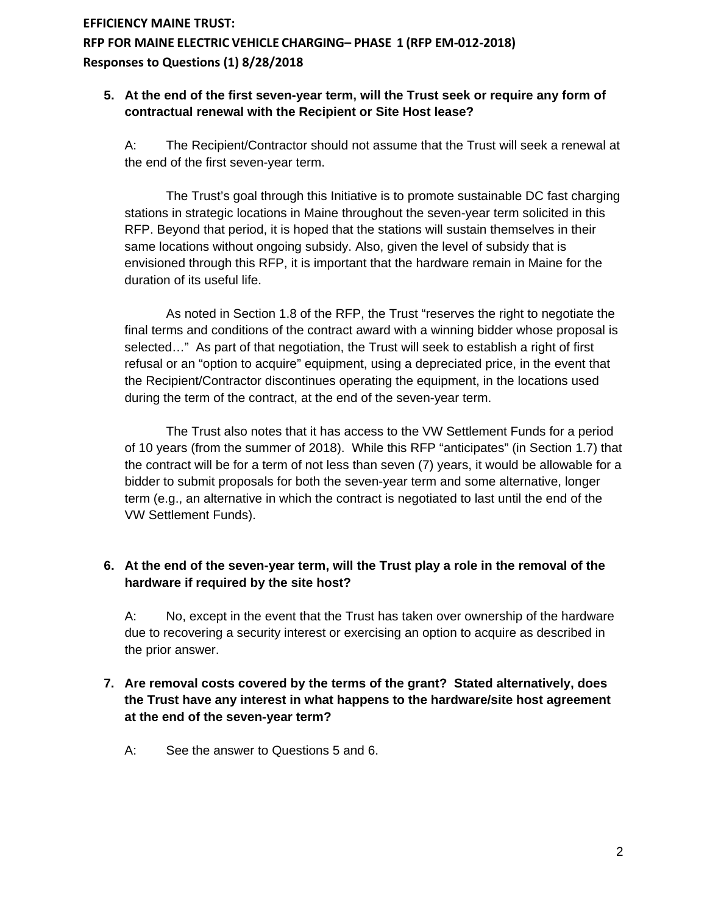5. **At the end of the first seven-year term, will the Trust seek or require any form of contractual renewal with the Recipient or Site Host lease?**

   A: The Recipient/Contractor should not assume that the Trust will seek a renewal at the end of the first seven-year term.

   The Trust's goal through this Initiative is to promote sustainable DC fast charging stations in strategic locations in Maine throughout the seven-year term solicited in this RFP. Beyond that period, it is hoped that the stations will sustain themselves in their same locations without ongoing subsidy. Also, given the level of subsidy that is envisioned through this RFP, it is important that the hardware remain in Maine for the duration of its useful life.

   As noted in Section 1.8 of the RFP, the Trust "reserves the right to negotiate the final terms and conditions of the contract award with a winning bidder whose proposal is selected…" As part of that negotiation, the Trust will seek to establish a right of first refusal or an "option to acquire" equipment, using a depreciated price, in the event that the Recipient/Contractor discontinues operating the equipment, in the locations used during the term of the contract, at the end of the seven-year term.

   The Trust also notes that it has access to the VW Settlement Funds for a period of 10 years (from the summer of 2018). While this RFP "anticipates" (in Section 1.7) that the contract will be for a term of not less than seven (7) years, it would be allowable for a bidder to submit proposals for both the seven-year term and some alternative, longer term (e.g., an alternative in which the contract is negotiated to last until the end of the VW Settlement Funds).

6. **At the end of the seven-year term, will the Trust play a role in the removal of the hardware if required by the site host?**

   A: No, except in the event that the Trust has taken over ownership of the hardware due to recovering a security interest or exercising an option to acquire as described in the prior answer.

7. **Are removal costs covered by the terms of the grant? Stated alternatively, does the Trust have any interest in what happens to the hardware/site host agreement at the end of the seven-year term?**

   A: See the answer to Questions 5 and 6.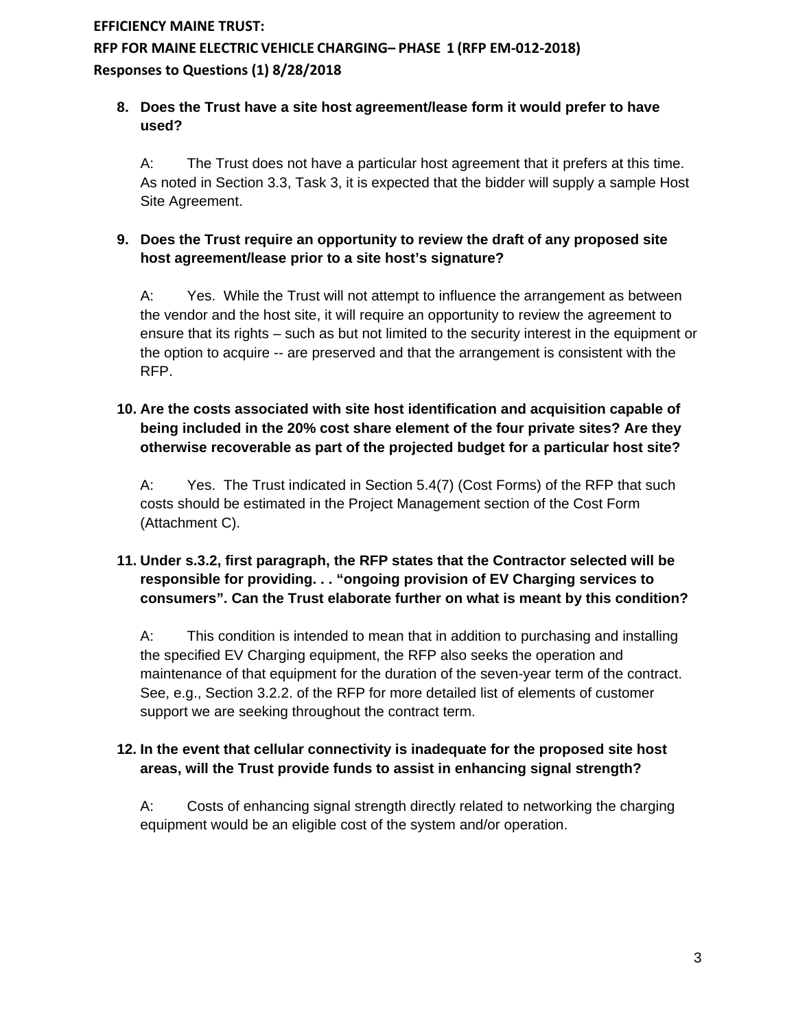**8. Does the Trust have a site host agreement/lease form it would prefer to have used?**

A: The Trust does not have a particular host agreement that it prefers at this time. As noted in Section 3.3, Task 3, it is expected that the bidder will supply a sample Host Site Agreement.

**9. Does the Trust require an opportunity to review the draft of any proposed site host agreement/lease prior to a site host's signature?**

A: Yes. While the Trust will not attempt to influence the arrangement as between the vendor and the host site, it will require an opportunity to review the agreement to ensure that its rights – such as but not limited to the security interest in the equipment or the option to acquire -- are preserved and that the arrangement is consistent with the RFP.

**10. Are the costs associated with site host identification and acquisition capable of being included in the 20% cost share element of the four private sites? Are they otherwise recoverable as part of the projected budget for a particular host site?**

A: Yes. The Trust indicated in Section 5.4(7) (Cost Forms) of the RFP that such costs should be estimated in the Project Management section of the Cost Form (Attachment C).

**11. Under s.3.2, first paragraph, the RFP states that the Contractor selected will be responsible for providing. . . "ongoing provision of EV Charging services to consumers". Can the Trust elaborate further on what is meant by this condition?**

A: This condition is intended to mean that in addition to purchasing and installing the specified EV Charging equipment, the RFP also seeks the operation and maintenance of that equipment for the duration of the seven-year term of the contract. See, e.g., Section 3.2.2. of the RFP for more detailed list of elements of customer support we are seeking throughout the contract term.

**12. In the event that cellular connectivity is inadequate for the proposed site host areas, will the Trust provide funds to assist in enhancing signal strength?**

A: Costs of enhancing signal strength directly related to networking the charging equipment would be an eligible cost of the system and/or operation.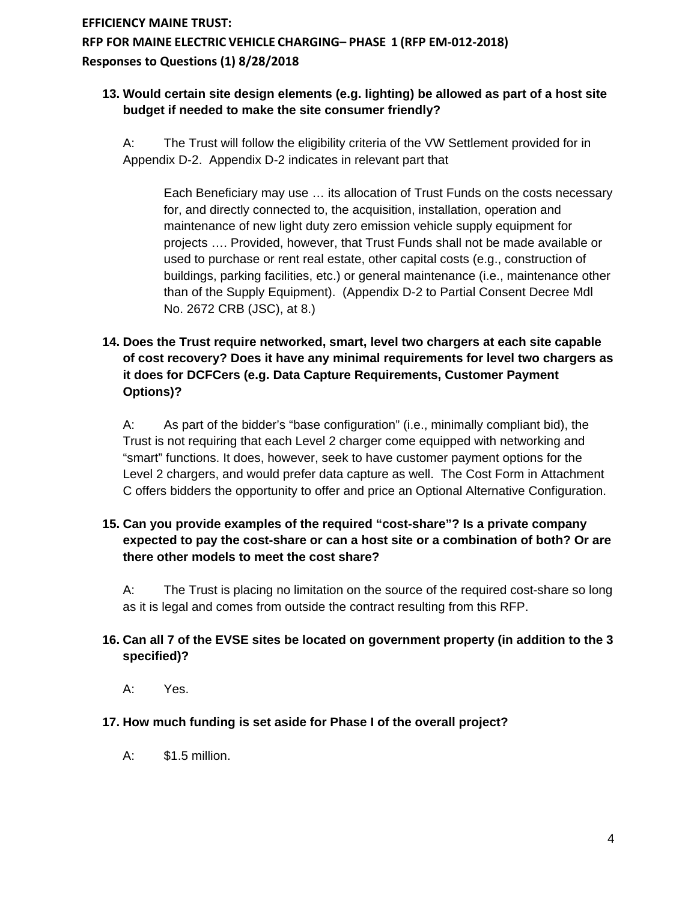**13. Would certain site design elements (e.g. lighting) be allowed as part of a host site budget if needed to make the site consumer friendly?**

A: The Trust will follow the eligibility criteria of the VW Settlement provided for in Appendix D-2. Appendix D-2 indicates in relevant part that

> Each Beneficiary may use … its allocation of Trust Funds on the costs necessary for, and directly connected to, the acquisition, installation, operation and maintenance of new light duty zero emission vehicle supply equipment for projects …. Provided, however, that Trust Funds shall not be made available or used to purchase or rent real estate, other capital costs (e.g., construction of buildings, parking facilities, etc.) or general maintenance (i.e., maintenance other than of the Supply Equipment). (Appendix D-2 to Partial Consent Decree Mdl No. 2672 CRB (JSC), at 8.)

**14. Does the Trust require networked, smart, level two chargers at each site capable of cost recovery? Does it have any minimal requirements for level two chargers as it does for DCFCers (e.g. Data Capture Requirements, Customer Payment Options)?**

A: As part of the bidder's "base configuration" (i.e., minimally compliant bid), the Trust is not requiring that each Level 2 charger come equipped with networking and "smart" functions. It does, however, seek to have customer payment options for the Level 2 chargers, and would prefer data capture as well. The Cost Form in Attachment C offers bidders the opportunity to offer and price an Optional Alternative Configuration.

**15. Can you provide examples of the required "cost-share"? Is a private company expected to pay the cost-share or can a host site or a combination of both? Or are there other models to meet the cost share?**

A: The Trust is placing no limitation on the source of the required cost-share so long as it is legal and comes from outside the contract resulting from this RFP.

**16. Can all 7 of the EVSE sites be located on government property (in addition to the 3 specified)?**

A: Yes.

**17. How much funding is set aside for Phase I of the overall project?**

A: $1.5 million.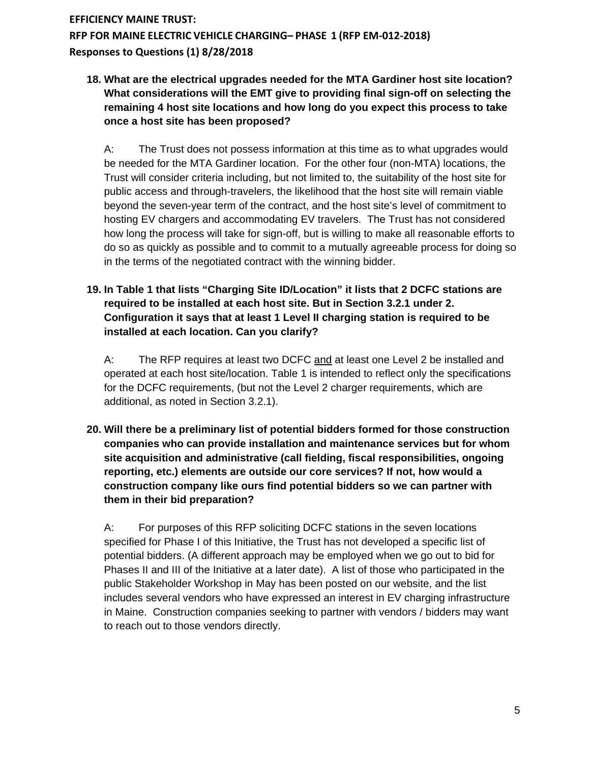**18. What are the electrical upgrades needed for the MTA Gardiner host site location? What considerations will the EMT give to providing final sign-off on selecting the remaining 4 host site locations and how long do you expect this process to take once a host site has been proposed?**

A: The Trust does not possess information at this time as to what upgrades would be needed for the MTA Gardiner location. For the other four (non-MTA) locations, the Trust will consider criteria including, but not limited to, the suitability of the host site for public access and through-travelers, the likelihood that the host site will remain viable beyond the seven-year term of the contract, and the host site's level of commitment to hosting EV chargers and accommodating EV travelers. The Trust has not considered how long the process will take for sign-off, but is willing to make all reasonable efforts to do so as quickly as possible and to commit to a mutually agreeable process for doing so in the terms of the negotiated contract with the winning bidder.

**19. In Table 1 that lists "Charging Site ID/Location" it lists that 2 DCFC stations are required to be installed at each host site. But in Section 3.2.1 under 2. Configuration it says that at least 1 Level II charging station is required to be installed at each location. Can you clarify?**

A: The RFP requires at least two DCFC and at least one Level 2 be installed and operated at each host site/location. Table 1 is intended to reflect only the specifications for the DCFC requirements, (but not the Level 2 charger requirements, which are additional, as noted in Section 3.2.1).

**20. Will there be a preliminary list of potential bidders formed for those construction companies who can provide installation and maintenance services but for whom site acquisition and administrative (call fielding, fiscal responsibilities, ongoing reporting, etc.) elements are outside our core services? If not, how would a construction company like ours find potential bidders so we can partner with them in their bid preparation?**

A: For purposes of this RFP soliciting DCFC stations in the seven locations specified for Phase I of this Initiative, the Trust has not developed a specific list of potential bidders. (A different approach may be employed when we go out to bid for Phases II and III of the Initiative at a later date). A list of those who participated in the public Stakeholder Workshop in May has been posted on our website, and the list includes several vendors who have expressed an interest in EV charging infrastructure in Maine. Construction companies seeking to partner with vendors / bidders may want to reach out to those vendors directly.